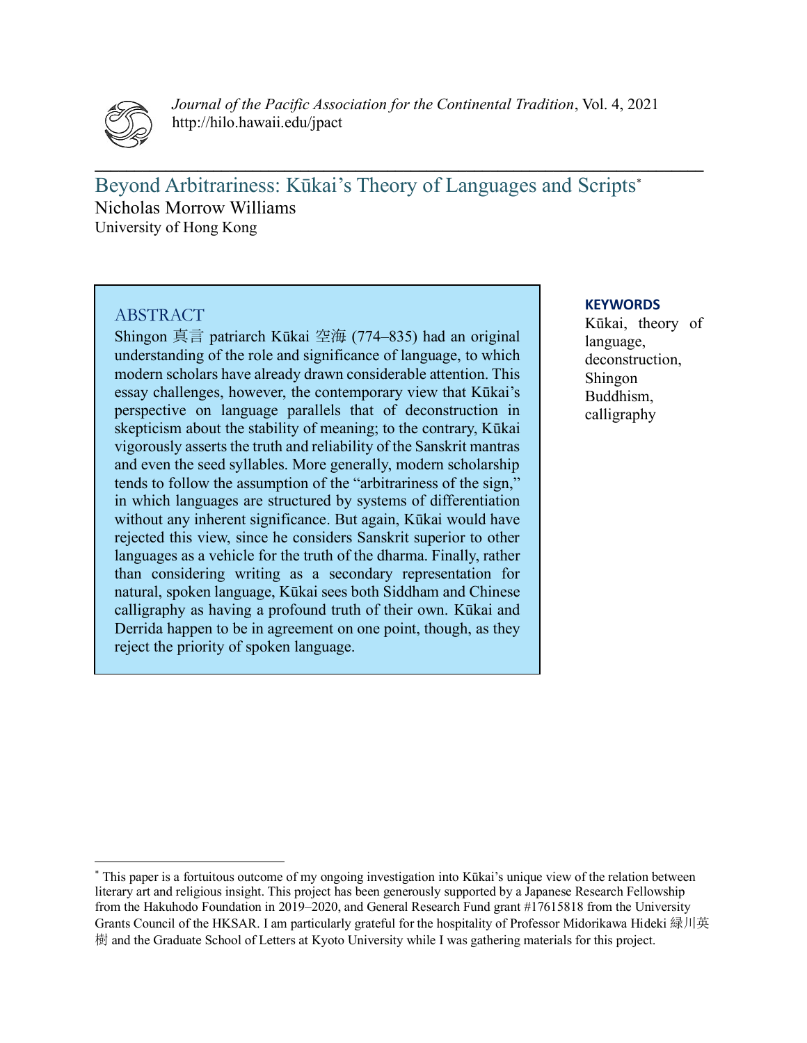# Beyond Arbitrariness: Kūkai's Theory of Languages and Scripts*

Nicholas Morrow Williams
University of Hong Kong

## ABSTRACT

Shingon 真言 patriarch Kūkai 空海 (774–835) had an original understanding of the role and significance of language, to which modern scholars have already drawn considerable attention. This essay challenges, however, the contemporary view that Kūkai's perspective on language parallels that of deconstruction in skepticism about the stability of meaning; to the contrary, Kūkai vigorously asserts the truth and reliability of the Sanskrit mantras and even the seed syllables. More generally, modern scholarship tends to follow the assumption of the "arbitrariness of the sign," in which languages are structured by systems of differentiation without any inherent significance. But again, Kūkai would have rejected this view, since he considers Sanskrit superior to other languages as a vehicle for the truth of the dharma. Finally, rather than considering writing as a secondary representation for natural, spoken language, Kūkai sees both Siddham and Chinese calligraphy as having a profound truth of their own. Kūkai and Derrida happen to be in agreement on one point, though, as they reject the priority of spoken language.

**KEYWORDS**

Kūkai, theory of language, deconstruction, Shingon Buddhism, calligraphy

---

* This paper is a fortuitous outcome of my ongoing investigation into Kūkai's unique view of the relation between literary art and religious insight. This project has been generously supported by a Japanese Research Fellowship from the Hakuhodo Foundation in 2019–2020, and General Research Fund grant #17615818 from the University Grants Council of the HKSAR. I am particularly grateful for the hospitality of Professor Midorikawa Hideki 緑川英樹 and the Graduate School of Letters at Kyoto University while I was gathering materials for this project.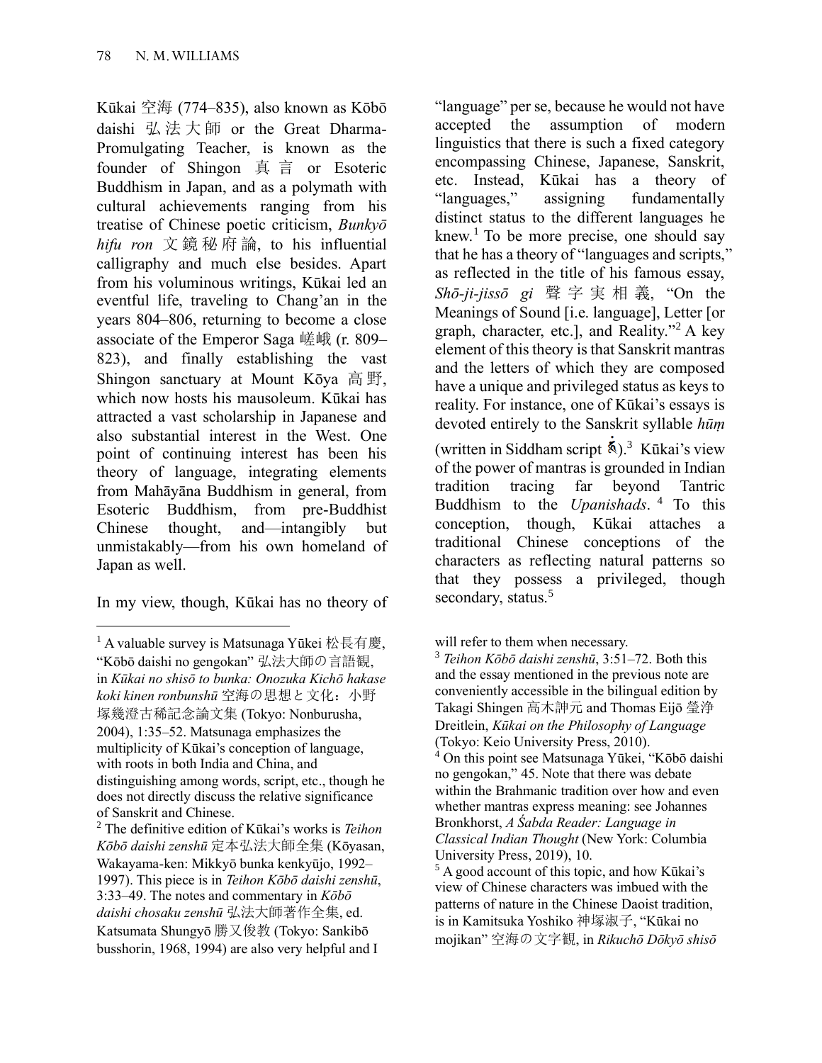Kūkai 空海 (774–835), also known as Kōbō daishi 弘法大師 or the Great Dharma-Promulgating Teacher, is known as the founder of Shingon 真言 or Esoteric Buddhism in Japan, and as a polymath with cultural achievements ranging from his treatise of Chinese poetic criticism, *Bunkyō hifu ron* 文鏡秘府論, to his influential calligraphy and much else besides. Apart from his voluminous writings, Kūkai led an eventful life, traveling to Chang'an in the years 804–806, returning to become a close associate of the Emperor Saga 嵯峨 (r. 809–823), and finally establishing the vast Shingon sanctuary at Mount Kōya 高野, which now hosts his mausoleum. Kūkai has attracted a vast scholarship in Japanese and also substantial interest in the West. One point of continuing interest has been his theory of language, integrating elements from Mahāyāna Buddhism in general, from Esoteric Buddhism, from pre-Buddhist Chinese thought, and—intangibly but unmistakably—from his own homeland of Japan as well.

In my view, though, Kūkai has no theory of "language" per se, because he would not have accepted the assumption of modern linguistics that there is such a fixed category encompassing Chinese, Japanese, Sanskrit, etc. Instead, Kūkai has a theory of "languages," assigning fundamentally distinct status to the different languages he knew.[1] To be more precise, one should say that he has a theory of "languages and scripts," as reflected in the title of his famous essay, *Shō-ji-jissō gi* 聲字実相義, "On the Meanings of Sound [i.e. language], Letter [or graph, character, etc.], and Reality."[2] A key element of this theory is that Sanskrit mantras and the letters of which they are composed have a unique and privileged status as keys to reality. For instance, one of Kūkai's essays is devoted entirely to the Sanskrit syllable *hūṃ* (written in Siddham script 𑖮𑖳𑖽).[3] Kūkai's view of the power of mantras is grounded in Indian tradition tracing far beyond Tantric Buddhism to the *Upanishads*.[4] To this conception, though, Kūkai attaches a traditional Chinese conceptions of the characters as reflecting natural patterns so that they possess a privileged, though secondary, status.[5]

---

[1] A valuable survey is Matsunaga Yūkei 松長有慶, "Kōbō daishi no gengokan" 弘法大師の言語観, in *Kūkai no shisō to bunka: Onozuka Kichō hakase koki kinen ronbunshū* 空海の思想と文化：小野塚幾澄古稀記念論文集 (Tokyo: Nonburusha, 2004), 1:35–52. Matsunaga emphasizes the multiplicity of Kūkai's conception of language, with roots in both India and China, and distinguishing among words, script, etc., though he does not directly discuss the relative significance of Sanskrit and Chinese.

[2] The definitive edition of Kūkai's works is *Teihon Kōbō daishi zenshū* 定本弘法大師全集 (Kōyasan, Wakayama-ken: Mikkyō bunka kenkyūjo, 1992–1997). This piece is in *Teihon Kōbō daishi zenshū*, 3:33–49. The notes and commentary in *Kōbō daishi chosaku zenshū* 弘法大師著作全集, ed. Katsumata Shungyō 勝又俊教 (Tokyo: Sankibō busshorin, 1968, 1994) are also very helpful and I will refer to them when necessary.

[3] *Teihon Kōbō daishi zenshū*, 3:51–72. Both this and the essay mentioned in the previous note are conveniently accessible in the bilingual edition by Takagi Shingen 高木訷元 and Thomas Eijō 瑩浄 Dreitlein, *Kūkai on the Philosophy of Language* (Tokyo: Keio University Press, 2010).

[4] On this point see Matsunaga Yūkei, "Kōbō daishi no gengokan," 45. Note that there was debate within the Brahmanic tradition over how and even whether mantras express meaning: see Johannes Bronkhorst, *A Śabda Reader: Language in Classical Indian Thought* (New York: Columbia University Press, 2019), 10.

[5] A good account of this topic, and how Kūkai's view of Chinese characters was imbued with the patterns of nature in the Chinese Daoist tradition, is in Kamitsuka Yoshiko 神塚淑子, "Kūkai no mojikan" 空海の文字観, in *Rikuchō Dōkyō shisō*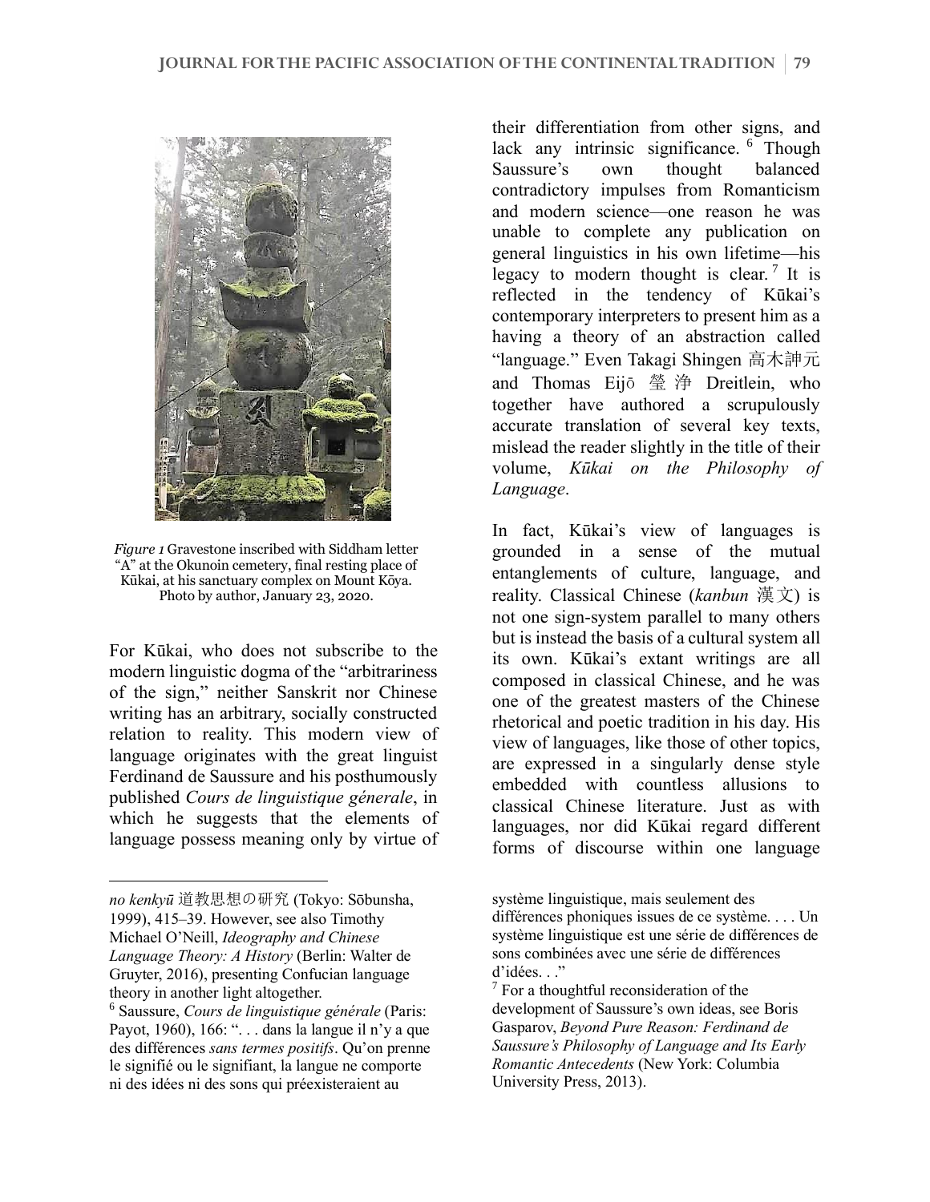*Figure 1* Gravestone inscribed with Siddham letter "A" at the Okunoin cemetery, final resting place of Kūkai, at his sanctuary complex on Mount Kōya. Photo by author, January 23, 2020.

For Kūkai, who does not subscribe to the modern linguistic dogma of the "arbitrariness of the sign," neither Sanskrit nor Chinese writing has an arbitrary, socially constructed relation to reality. This modern view of language originates with the great linguist Ferdinand de Saussure and his posthumously published *Cours de linguistique génerale*, in which he suggests that the elements of language possess meaning only by virtue of their differentiation from other signs, and lack any intrinsic significance.[6] Though Saussure's own thought balanced contradictory impulses from Romanticism and modern science—one reason he was unable to complete any publication on general linguistics in his own lifetime—his legacy to modern thought is clear.[7] It is reflected in the tendency of Kūkai's contemporary interpreters to present him as a having a theory of an abstraction called "language." Even Takagi Shingen 高木訷元 and Thomas Eijō 瑩浄 Dreitlein, who together have authored a scrupulously accurate translation of several key texts, mislead the reader slightly in the title of their volume, *Kūkai on the Philosophy of Language*.

In fact, Kūkai's view of languages is grounded in a sense of the mutual entanglements of culture, language, and reality. Classical Chinese (*kanbun* 漢文) is not one sign-system parallel to many others but is instead the basis of a cultural system all its own. Kūkai's extant writings are all composed in classical Chinese, and he was one of the greatest masters of the Chinese rhetorical and poetic tradition in his day. His view of languages, like those of other topics, are expressed in a singularly dense style embedded with countless allusions to classical Chinese literature. Just as with languages, nor did Kūkai regard different forms of discourse within one language

---

*no kenkyū* 道教思想の研究 (Tokyo: Sōbunsha, 1999), 415–39. However, see also Timothy Michael O'Neill, *Ideography and Chinese Language Theory: A History* (Berlin: Walter de Gruyter, 2016), presenting Confucian language theory in another light altogether.

[6] Saussure, *Cours de linguistique générale* (Paris: Payot, 1960), 166: ". . . dans la langue il n'y a que des différences *sans termes positifs*. Qu'on prenne le signifié ou le signifiant, la langue ne comporte ni des idées ni des sons qui préexisteraient au système linguistique, mais seulement des différences phoniques issues de ce système. . . . Un système linguistique est une série de différences de sons combinées avec une série de différences d'idées. . ."

[7] For a thoughtful reconsideration of the development of Saussure's own ideas, see Boris Gasparov, *Beyond Pure Reason: Ferdinand de Saussure's Philosophy of Language and Its Early Romantic Antecedents* (New York: Columbia University Press, 2013).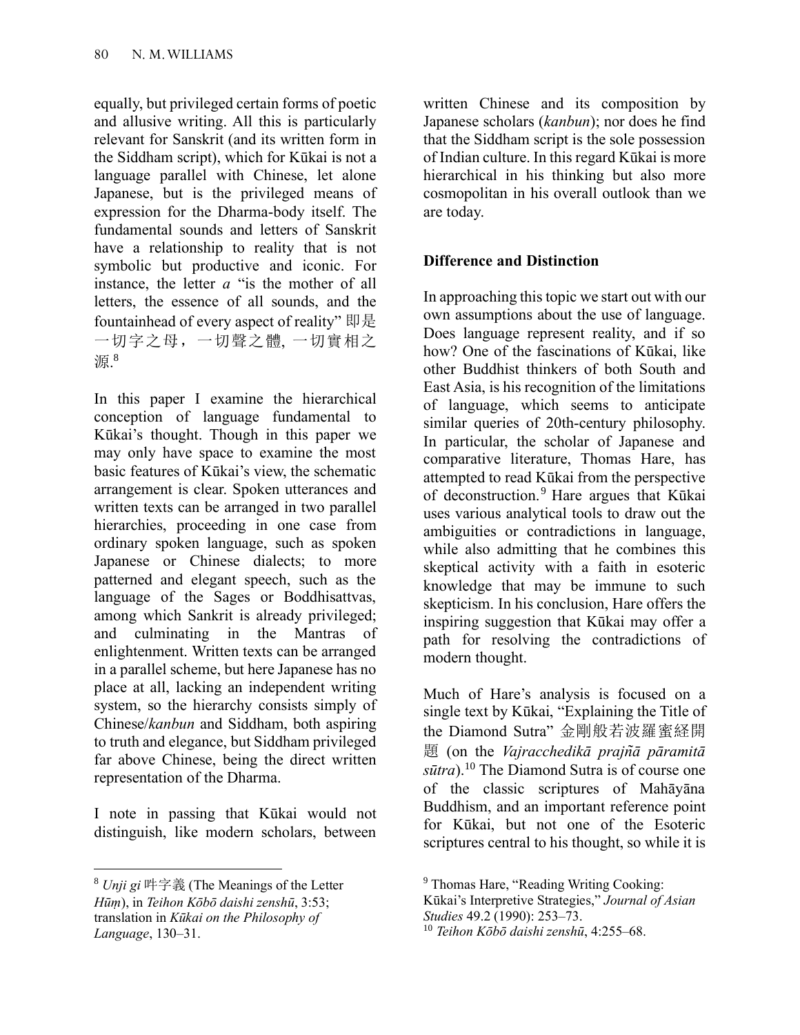equally, but privileged certain forms of poetic and allusive writing. All this is particularly relevant for Sanskrit (and its written form in the Siddham script), which for Kūkai is not a language parallel with Chinese, let alone Japanese, but is the privileged means of expression for the Dharma-body itself. The fundamental sounds and letters of Sanskrit have a relationship to reality that is not symbolic but productive and iconic. For instance, the letter *a* "is the mother of all letters, the essence of all sounds, and the fountainhead of every aspect of reality" 即是一切字之母，一切聲之體, 一切實相之源.[8]

In this paper I examine the hierarchical conception of language fundamental to Kūkai's thought. Though in this paper we may only have space to examine the most basic features of Kūkai's view, the schematic arrangement is clear. Spoken utterances and written texts can be arranged in two parallel hierarchies, proceeding in one case from ordinary spoken language, such as spoken Japanese or Chinese dialects; to more patterned and elegant speech, such as the language of the Sages or Boddhisattvas, among which Sankrit is already privileged; and culminating in the Mantras of enlightenment. Written texts can be arranged in a parallel scheme, but here Japanese has no place at all, lacking an independent writing system, so the hierarchy consists simply of Chinese/*kanbun* and Siddham, both aspiring to truth and elegance, but Siddham privileged far above Chinese, being the direct written representation of the Dharma.

I note in passing that Kūkai would not distinguish, like modern scholars, between written Chinese and its composition by Japanese scholars (*kanbun*); nor does he find that the Siddham script is the sole possession of Indian culture. In this regard Kūkai is more hierarchical in his thinking but also more cosmopolitan in his overall outlook than we are today.

## Difference and Distinction

In approaching this topic we start out with our own assumptions about the use of language. Does language represent reality, and if so how? One of the fascinations of Kūkai, like other Buddhist thinkers of both South and East Asia, is his recognition of the limitations of language, which seems to anticipate similar queries of 20th-century philosophy. In particular, the scholar of Japanese and comparative literature, Thomas Hare, has attempted to read Kūkai from the perspective of deconstruction.[9] Hare argues that Kūkai uses various analytical tools to draw out the ambiguities or contradictions in language, while also admitting that he combines this skeptical activity with a faith in esoteric knowledge that may be immune to such skepticism. In his conclusion, Hare offers the inspiring suggestion that Kūkai may offer a path for resolving the contradictions of modern thought.

Much of Hare's analysis is focused on a single text by Kūkai, "Explaining the Title of the Diamond Sutra" 金剛般若波羅蜜経開題 (on the *Vajracchedikā prajñā pāramitā sūtra*).[10] The Diamond Sutra is of course one of the classic scriptures of Mahāyāna Buddhism, and an important reference point for Kūkai, but not one of the Esoteric scriptures central to his thought, so while it is

---

[8] *Unji gi* 吽字義 (The Meanings of the Letter *Hūṃ*), in *Teihon Kōbō daishi zenshū*, 3:53; translation in *Kūkai on the Philosophy of Language*, 130–31.

[9] Thomas Hare, "Reading Writing Cooking: Kūkai's Interpretive Strategies," *Journal of Asian Studies* 49.2 (1990): 253–73.

[10] *Teihon Kōbō daishi zenshū*, 4:255–68.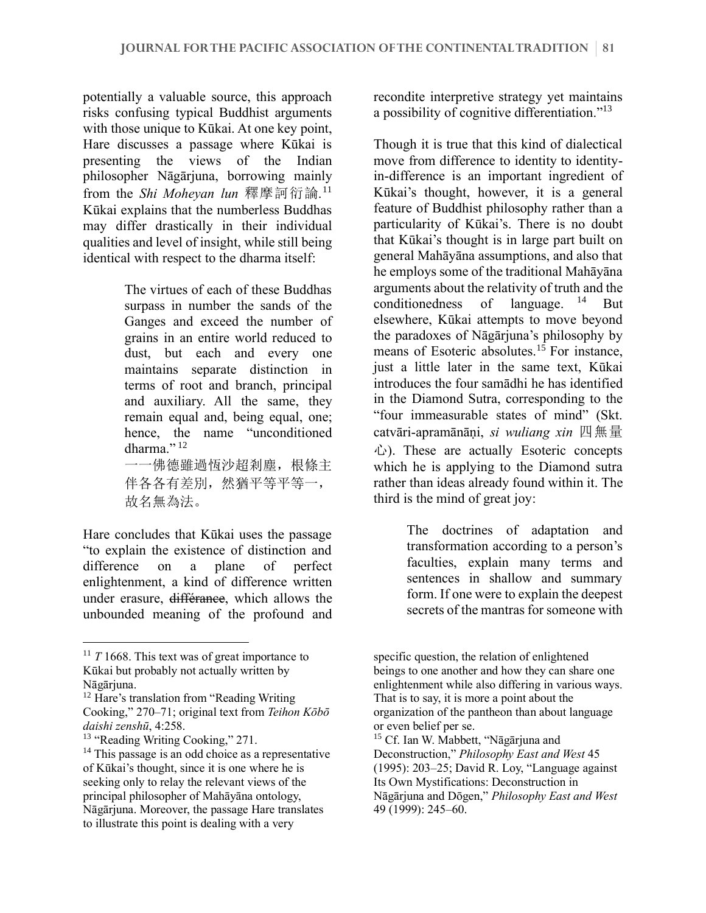potentially a valuable source, this approach risks confusing typical Buddhist arguments with those unique to Kūkai. At one key point, Hare discusses a passage where Kūkai is presenting the views of the Indian philosopher Nāgārjuna, borrowing mainly from the *Shi Moheyan lun* 釋摩訶衍論.[11] Kūkai explains that the numberless Buddhas may differ drastically in their individual qualities and level of insight, while still being identical with respect to the dharma itself:

> The virtues of each of these Buddhas surpass in number the sands of the Ganges and exceed the number of grains in an entire world reduced to dust, but each and every one maintains separate distinction in terms of root and branch, principal and auxiliary. All the same, they remain equal and, being equal, one; hence, the name "unconditioned dharma."[12]
>
> 一一佛德雖過恆沙超刹塵，根條主伴各各有差別，然猶平等平等一，故名無為法。

Hare concludes that Kūkai uses the passage "to explain the existence of distinction and difference on a plane of perfect enlightenment, a kind of difference written under erasure, ~~différance~~, which allows the unbounded meaning of the profound and recondite interpretive strategy yet maintains a possibility of cognitive differentiation."[13]

Though it is true that this kind of dialectical move from difference to identity to identity-in-difference is an important ingredient of Kūkai's thought, however, it is a general feature of Buddhist philosophy rather than a particularity of Kūkai's. There is no doubt that Kūkai's thought is in large part built on general Mahāyāna assumptions, and also that he employs some of the traditional Mahāyāna arguments about the relativity of truth and the conditionedness of language.[14] But elsewhere, Kūkai attempts to move beyond the paradoxes of Nāgārjuna's philosophy by means of Esoteric absolutes.[15] For instance, just a little later in the same text, Kūkai introduces the four samādhi he has identified in the Diamond Sutra, corresponding to the "four immeasurable states of mind" (Skt. catvāri-apramānāṇi, *si wuliang xin* 四無量心). These are actually Esoteric concepts which he is applying to the Diamond sutra rather than ideas already found within it. The third is the mind of great joy:

> The doctrines of adaptation and transformation according to a person's faculties, explain many terms and sentences in shallow and summary form. If one were to explain the deepest secrets of the mantras for someone with

---

[11] *T* 1668. This text was of great importance to Kūkai but probably not actually written by Nāgārjuna.

[12] Hare's translation from "Reading Writing Cooking," 270–71; original text from *Teihon Kōbō daishi zenshū*, 4:258.

[13] "Reading Writing Cooking," 271.

[14] This passage is an odd choice as a representative of Kūkai's thought, since it is one where he is seeking only to relay the relevant views of the principal philosopher of Mahāyāna ontology, Nāgārjuna. Moreover, the passage Hare translates to illustrate this point is dealing with a very specific question, the relation of enlightened beings to one another and how they can share one enlightenment while also differing in various ways. That is to say, it is more a point about the organization of the pantheon than about language or even belief per se.

[15] Cf. Ian W. Mabbett, "Nāgārjuna and Deconstruction," *Philosophy East and West* 45 (1995): 203–25; David R. Loy, "Language against Its Own Mystifications: Deconstruction in Nāgārjuna and Dōgen," *Philosophy East and West* 49 (1999): 245–60.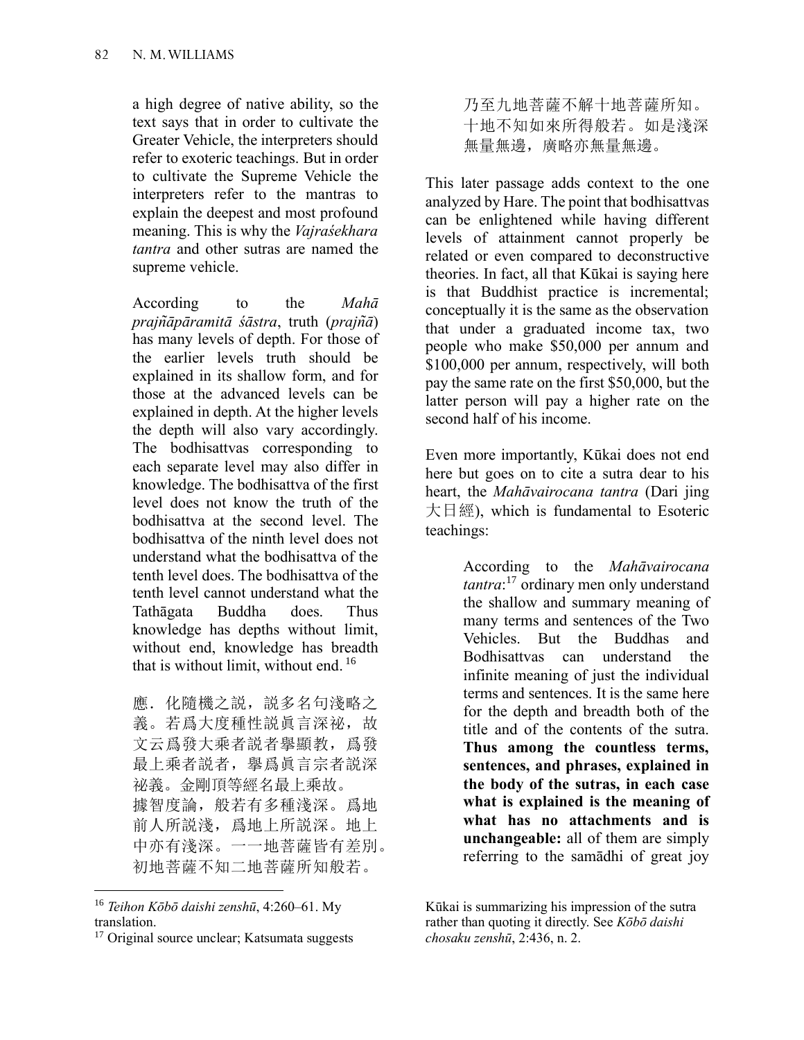a high degree of native ability, so the text says that in order to cultivate the Greater Vehicle, the interpreters should refer to exoteric teachings. But in order to cultivate the Supreme Vehicle the interpreters refer to the mantras to explain the deepest and most profound meaning. This is why the *Vajraśekhara tantra* and other sutras are named the supreme vehicle.

According to the *Mahā prajñāpāramitā śāstra*, truth (*prajñā*) has many levels of depth. For those of the earlier levels truth should be explained in its shallow form, and for those at the advanced levels can be explained in depth. At the higher levels the depth will also vary accordingly. The bodhisattvas corresponding to each separate level may also differ in knowledge. The bodhisattva of the first level does not know the truth of the bodhisattva at the second level. The bodhisattva of the ninth level does not understand what the bodhisattva of the tenth level does. The bodhisattva of the tenth level cannot understand what the Tathāgata Buddha does. Thus knowledge has depths without limit, without end, knowledge has breadth that is without limit, without end.[16]

應．化隨機之説，説多名句淺略之義。若爲大度種性説眞言深祕，故文云爲發大乘者説者擧顯教，爲發最上乘者説者，擧爲眞言宗者説深祕義。金剛頂等經名最上乘故。
據智度論，般若有多種淺深。爲地前人所説淺，爲地上所説深。地上中亦有淺深。一一地菩薩皆有差別。初地菩薩不知二地菩薩所知般若。乃至九地菩薩不解十地菩薩所知。十地不知如來所得般若。如是淺深無量無邊，廣略亦無量無邊。

This later passage adds context to the one analyzed by Hare. The point that bodhisattvas can be enlightened while having different levels of attainment cannot properly be related or even compared to deconstructive theories. In fact, all that Kūkai is saying here is that Buddhist practice is incremental; conceptually it is the same as the observation that under a graduated income tax, two people who make \$50,000 per annum and \$100,000 per annum, respectively, will both pay the same rate on the first \$50,000, but the latter person will pay a higher rate on the second half of his income.

Even more importantly, Kūkai does not end here but goes on to cite a sutra dear to his heart, the *Mahāvairocana tantra* (Dari jing 大日經), which is fundamental to Esoteric teachings:

> According to the *Mahāvairocana tantra*:[17] ordinary men only understand the shallow and summary meaning of many terms and sentences of the Two Vehicles. But the Buddhas and Bodhisattvas can understand the infinite meaning of just the individual terms and sentences. It is the same here for the depth and breadth both of the title and of the contents of the sutra. **Thus among the countless terms, sentences, and phrases, explained in the body of the sutras, in each case what is explained is the meaning of what has no attachments and is unchangeable:** all of them are simply referring to the samādhi of great joy

---

[16] *Teihon Kōbō daishi zenshū*, 4:260–61. My translation.

[17] Original source unclear; Katsumata suggests Kūkai is summarizing his impression of the sutra rather than quoting it directly. See *Kōbō daishi chosaku zenshū*, 2:436, n. 2.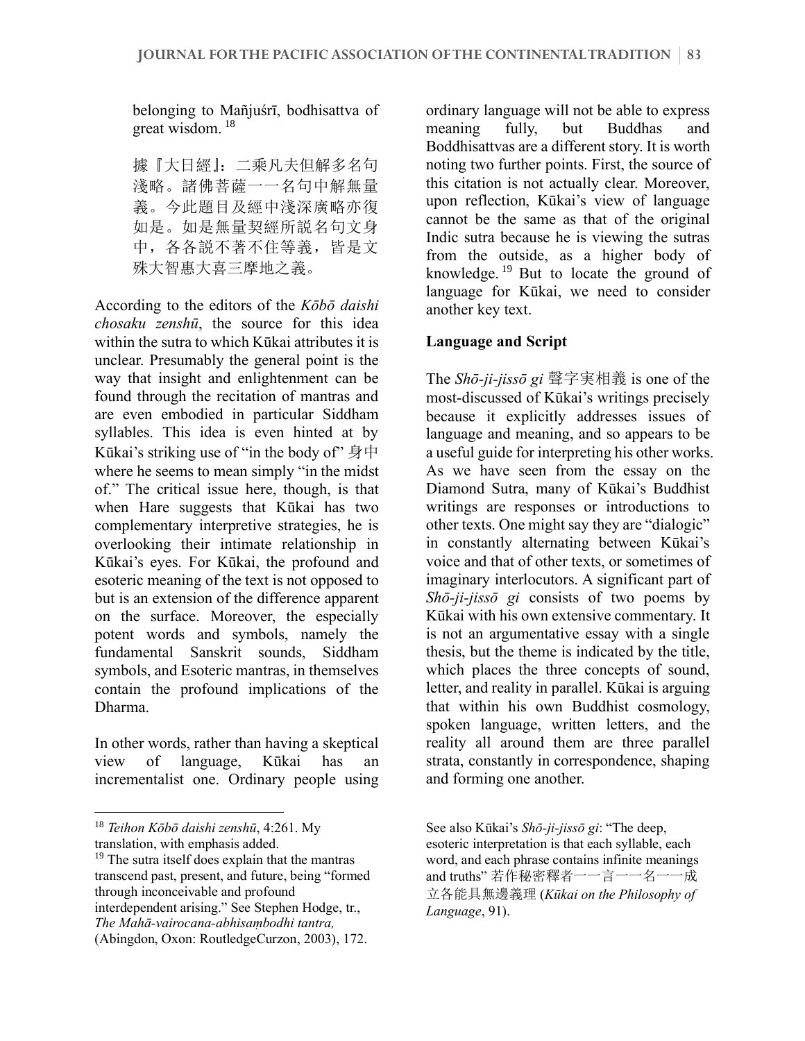belonging to Mañjuśrī, bodhisattva of great wisdom.[18]

據『大日經』：二乘凡夫但解多名句淺略。諸佛菩薩一一名句中解無量義。今此題目及經中淺深廣略亦復如是。如是無量契經所説名句文身中，各各説不著不住等義，皆是文殊大智惠大喜三摩地之義。

According to the editors of the *Kōbō daishi chosaku zenshū*, the source for this idea within the sutra to which Kūkai attributes it is unclear. Presumably the general point is the way that insight and enlightenment can be found through the recitation of mantras and are even embodied in particular Siddham syllables. This idea is even hinted at by Kūkai's striking use of "in the body of" 身中 where he seems to mean simply "in the midst of." The critical issue here, though, is that when Hare suggests that Kūkai has two complementary interpretive strategies, he is overlooking their intimate relationship in Kūkai's eyes. For Kūkai, the profound and esoteric meaning of the text is not opposed to but is an extension of the difference apparent on the surface. Moreover, the especially potent words and symbols, namely the fundamental Sanskrit sounds, Siddham symbols, and Esoteric mantras, in themselves contain the profound implications of the Dharma.

In other words, rather than having a skeptical view of language, Kūkai has an incrementalist one. Ordinary people using ordinary language will not be able to express meaning fully, but Buddhas and Boddhisattvas are a different story. It is worth noting two further points. First, the source of this citation is not actually clear. Moreover, upon reflection, Kūkai's view of language cannot be the same as that of the original Indic sutra because he is viewing the sutras from the outside, as a higher body of knowledge.[19] But to locate the ground of language for Kūkai, we need to consider another key text.

## Language and Script

The *Shō-ji-jissō gi* 聲字実相義 is one of the most-discussed of Kūkai's writings precisely because it explicitly addresses issues of language and meaning, and so appears to be a useful guide for interpreting his other works. As we have seen from the essay on the Diamond Sutra, many of Kūkai's Buddhist writings are responses or introductions to other texts. One might say they are "dialogic" in constantly alternating between Kūkai's voice and that of other texts, or sometimes of imaginary interlocutors. A significant part of *Shō-ji-jissō gi* consists of two poems by Kūkai with his own extensive commentary. It is not an argumentative essay with a single thesis, but the theme is indicated by the title, which places the three concepts of sound, letter, and reality in parallel. Kūkai is arguing that within his own Buddhist cosmology, spoken language, written letters, and the reality all around them are three parallel strata, constantly in correspondence, shaping and forming one another.

---

[18] *Teihon Kōbō daishi zenshū*, 4:261. My translation, with emphasis added.

[19] The sutra itself does explain that the mantras transcend past, present, and future, being "formed through inconceivable and profound interdependent arising." See Stephen Hodge, tr., *The Mahā-vairocana-abhisaṃbodhi tantra,* (Abingdon, Oxon: RoutledgeCurzon, 2003), 172. See also Kūkai's *Shō-ji-jissō gi*: "The deep, esoteric interpretation is that each syllable, each word, and each phrase contains infinite meanings and truths" 若作秘密釋者一一言一一名一一成立各能具無邊義理 (*Kūkai on the Philosophy of Language*, 91).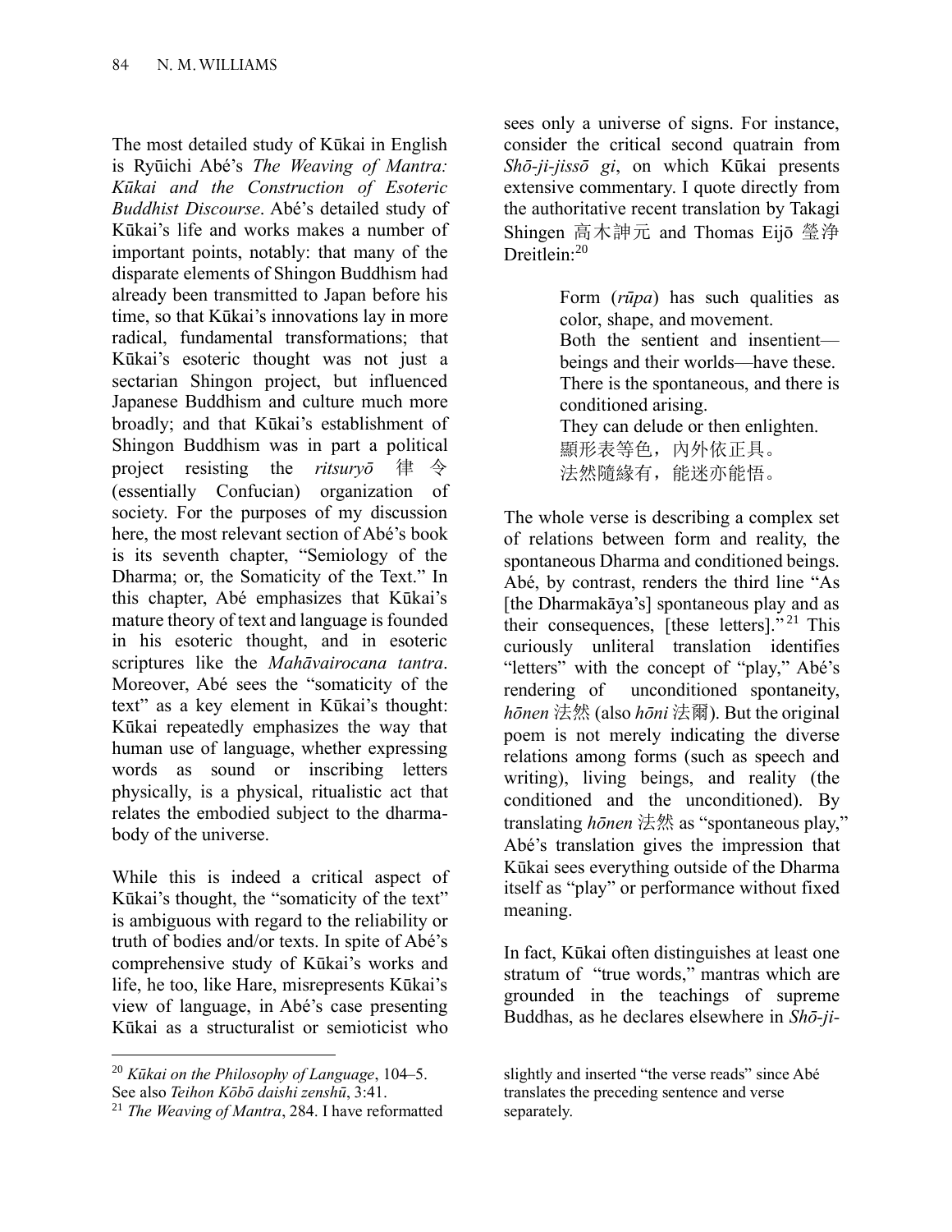The most detailed study of Kūkai in English is Ryūichi Abé's *The Weaving of Mantra: Kūkai and the Construction of Esoteric Buddhist Discourse*. Abé's detailed study of Kūkai's life and works makes a number of important points, notably: that many of the disparate elements of Shingon Buddhism had already been transmitted to Japan before his time, so that Kūkai's innovations lay in more radical, fundamental transformations; that Kūkai's esoteric thought was not just a sectarian Shingon project, but influenced Japanese Buddhism and culture much more broadly; and that Kūkai's establishment of Shingon Buddhism was in part a political project resisting the *ritsuryō* 律令 (essentially Confucian) organization of society. For the purposes of my discussion here, the most relevant section of Abé's book is its seventh chapter, "Semiology of the Dharma; or, the Somaticity of the Text." In this chapter, Abé emphasizes that Kūkai's mature theory of text and language is founded in his esoteric thought, and in esoteric scriptures like the *Mahāvairocana tantra*. Moreover, Abé sees the "somaticity of the text" as a key element in Kūkai's thought: Kūkai repeatedly emphasizes the way that human use of language, whether expressing words as sound or inscribing letters physically, is a physical, ritualistic act that relates the embodied subject to the dharma-body of the universe.

While this is indeed a critical aspect of Kūkai's thought, the "somaticity of the text" is ambiguous with regard to the reliability or truth of bodies and/or texts. In spite of Abé's comprehensive study of Kūkai's works and life, he too, like Hare, misrepresents Kūkai's view of language, in Abé's case presenting Kūkai as a structuralist or semioticist who sees only a universe of signs. For instance, consider the critical second quatrain from *Shō-ji-jissō gi*, on which Kūkai presents extensive commentary. I quote directly from the authoritative recent translation by Takagi Shingen 高木訷元 and Thomas Eijō 瑩浄 Dreitlein:[20]

> Form (*rūpa*) has such qualities as color, shape, and movement.
> Both the sentient and insentient—beings and their worlds—have these.
> There is the spontaneous, and there is conditioned arising.
> They can delude or then enlighten.
> 顯形表等色，內外依正具。
> 法然隨緣有，能迷亦能悟。

The whole verse is describing a complex set of relations between form and reality, the spontaneous Dharma and conditioned beings. Abé, by contrast, renders the third line "As [the Dharmakāya's] spontaneous play and as their consequences, [these letters]."[21] This curiously unliteral translation identifies "letters" with the concept of "play," Abé's rendering of unconditioned spontaneity, *hōnen* 法然 (also *hōni* 法爾). But the original poem is not merely indicating the diverse relations among forms (such as speech and writing), living beings, and reality (the conditioned and the unconditioned). By translating *hōnen* 法然 as "spontaneous play," Abé's translation gives the impression that Kūkai sees everything outside of the Dharma itself as "play" or performance without fixed meaning.

In fact, Kūkai often distinguishes at least one stratum of "true words," mantras which are grounded in the teachings of supreme Buddhas, as he declares elsewhere in *Shō-ji-*

---

[20] *Kūkai on the Philosophy of Language*, 104–5. See also *Teihon Kōbō daishi zenshū*, 3:41.

[21] *The Weaving of Mantra*, 284. I have reformatted slightly and inserted "the verse reads" since Abé translates the preceding sentence and verse separately.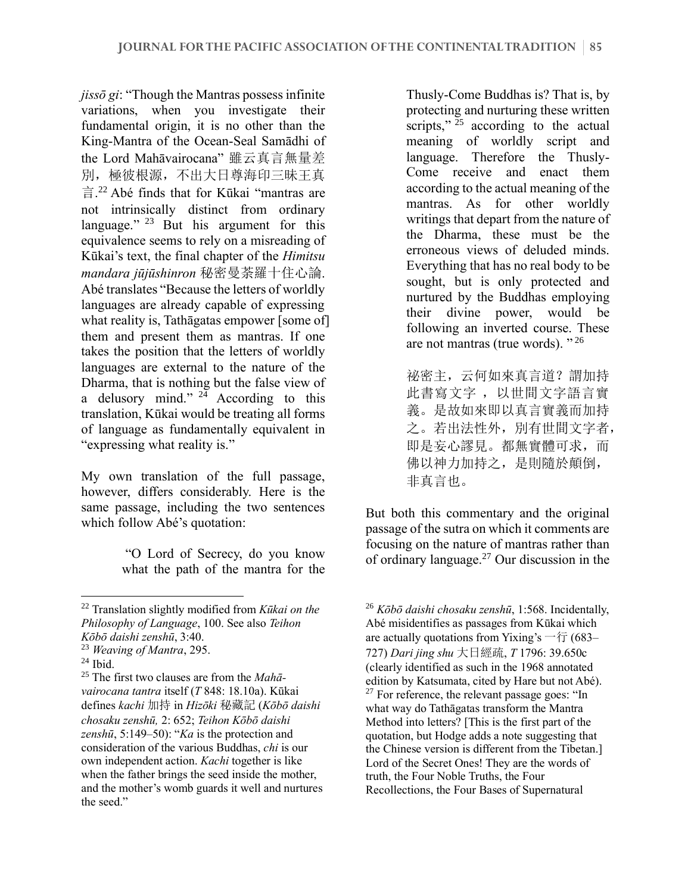*jissō gi*: "Though the Mantras possess infinite variations, when you investigate their fundamental origin, it is no other than the King-Mantra of the Ocean-Seal Samādhi of the Lord Mahāvairocana" 雖云真言無量差別，極彼根源，不出大日尊海印三昧王真言.[22] Abé finds that for Kūkai "mantras are not intrinsically distinct from ordinary language." [23] But his argument for this equivalence seems to rely on a misreading of Kūkai's text, the final chapter of the *Himitsu mandara jūjūshinron* 秘密曼荼羅十住心論. Abé translates "Because the letters of worldly languages are already capable of expressing what reality is, Tathāgatas empower [some of] them and present them as mantras. If one takes the position that the letters of worldly languages are external to the nature of the Dharma, that is nothing but the false view of a delusory mind." [24] According to this translation, Kūkai would be treating all forms of language as fundamentally equivalent in "expressing what reality is."

My own translation of the full passage, however, differs considerably. Here is the same passage, including the two sentences which follow Abé's quotation:

> "O Lord of Secrecy, do you know what the path of the mantra for the Thusly-Come Buddhas is? That is, by protecting and nurturing these written scripts," [25] according to the actual meaning of worldly script and language. Therefore the Thusly-Come receive and enact them according to the actual meaning of the mantras. As for other worldly writings that depart from the nature of the Dharma, these must be the erroneous views of deluded minds. Everything that has no real body to be sought, but is only protected and nurtured by the Buddhas employing their divine power, would be following an inverted course. These are not mantras (true words). " [26]
>
> 祕密主，云何如來真言道？謂加持此書寫文字，以世間文字語言實義。是故如來即以真言實義而加持之。若出法性外，別有世間文字者，即是妄心謬見。都無實體可求，而佛以神力加持之，是則隨於顛倒，非真言也。

But both this commentary and the original passage of the sutra on which it comments are focusing on the nature of mantras rather than of ordinary language.[27] Our discussion in the

---

[22] Translation slightly modified from *Kūkai on the Philosophy of Language*, 100. See also *Teihon Kōbō daishi zenshū*, 3:40.

[23] *Weaving of Mantra*, 295.

[24] Ibid.

[25] The first two clauses are from the *Mahāvairocana tantra* itself (*T* 848: 18.10a). Kūkai defines *kachi* 加持 in *Hizōki* 秘藏記 (*Kōbō daishi chosaku zenshū,* 2: 652; *Teihon Kōbō daishi zenshū*, 5:149–50): "*Ka* is the protection and consideration of the various Buddhas, *chi* is our own independent action. *Kachi* together is like when the father brings the seed inside the mother, and the mother's womb guards it well and nurtures the seed."

[26] *Kōbō daishi chosaku zenshū*, 1:568. Incidentally, Abé misidentifies as passages from Kūkai which are actually quotations from Yixing's 一行 (683–727) *Dari jing shu* 大日經疏, *T* 1796: 39.650c (clearly identified as such in the 1968 annotated edition by Katsumata, cited by Hare but not Abé).

[27] For reference, the relevant passage goes: "In what way do Tathāgatas transform the Mantra Method into letters? [This is the first part of the quotation, but Hodge adds a note suggesting that the Chinese version is different from the Tibetan.] Lord of the Secret Ones! They are the words of truth, the Four Noble Truths, the Four Recollections, the Four Bases of Supernatural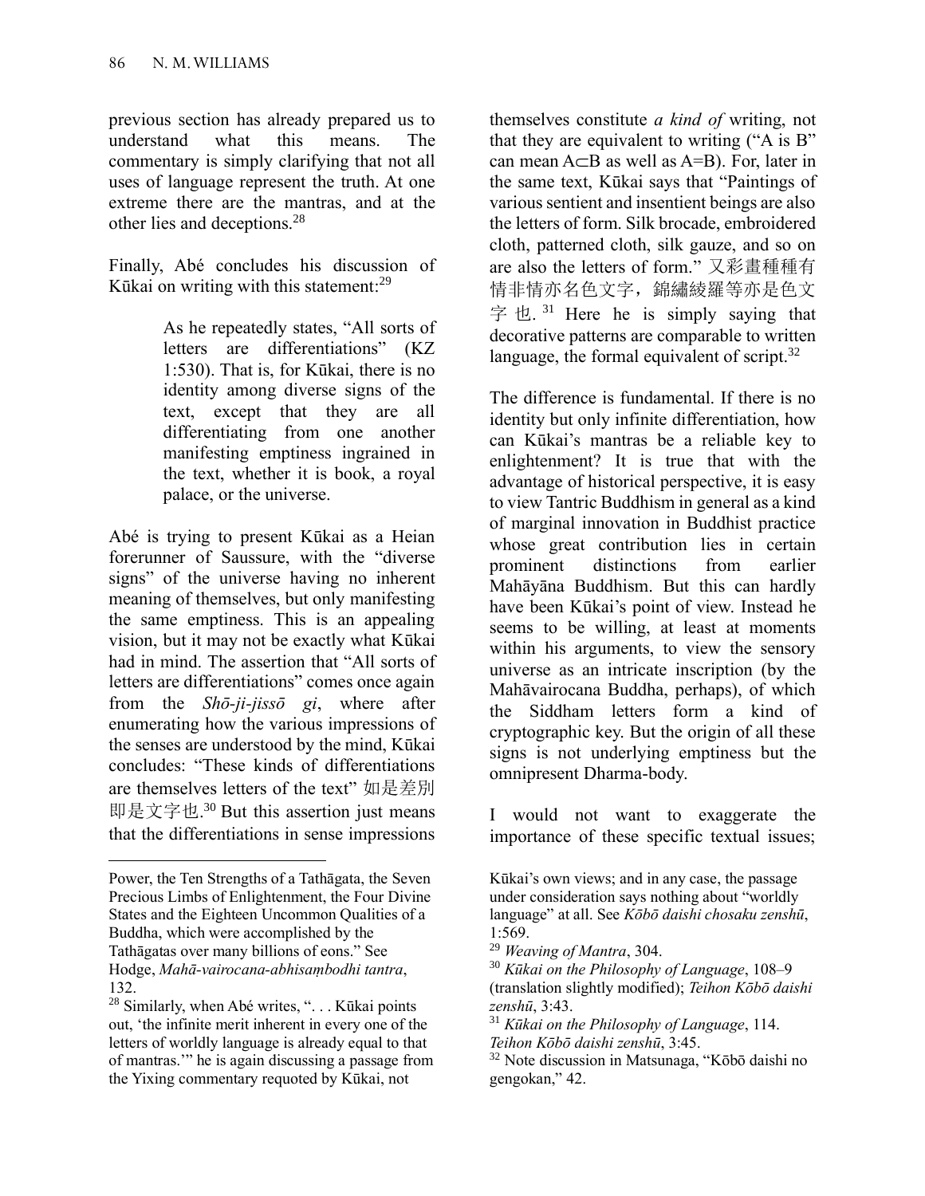previous section has already prepared us to understand what this means. The commentary is simply clarifying that not all uses of language represent the truth. At one extreme there are the mantras, and at the other lies and deceptions.[28]

Finally, Abé concludes his discussion of Kūkai on writing with this statement:[29]

> As he repeatedly states, "All sorts of letters are differentiations" (KZ 1:530). That is, for Kūkai, there is no identity among diverse signs of the text, except that they are all differentiating from one another manifesting emptiness ingrained in the text, whether it is book, a royal palace, or the universe.

Abé is trying to present Kūkai as a Heian forerunner of Saussure, with the "diverse signs" of the universe having no inherent meaning of themselves, but only manifesting the same emptiness. This is an appealing vision, but it may not be exactly what Kūkai had in mind. The assertion that "All sorts of letters are differentiations" comes once again from the *Shō-ji-jissō gi*, where after enumerating how the various impressions of the senses are understood by the mind, Kūkai concludes: "These kinds of differentiations are themselves letters of the text" 如是差別即是文字也.[30] But this assertion just means that the differentiations in sense impressions themselves constitute *a kind of* writing, not that they are equivalent to writing ("A is B" can mean $A \subset B$ as well as $A = B$). For, later in the same text, Kūkai says that "Paintings of various sentient and insentient beings are also the letters of form. Silk brocade, embroidered cloth, patterned cloth, silk gauze, and so on are also the letters of form." 又彩畫種種有情非情亦名色文字，錦繡綾羅等亦是色文字也.[31] Here he is simply saying that decorative patterns are comparable to written language, the formal equivalent of script.[32]

The difference is fundamental. If there is no identity but only infinite differentiation, how can Kūkai's mantras be a reliable key to enlightenment? It is true that with the advantage of historical perspective, it is easy to view Tantric Buddhism in general as a kind of marginal innovation in Buddhist practice whose great contribution lies in certain prominent distinctions from earlier Mahāyāna Buddhism. But this can hardly have been Kūkai's point of view. Instead he seems to be willing, at least at moments within his arguments, to view the sensory universe as an intricate inscription (by the Mahāvairocana Buddha, perhaps), of which the Siddham letters form a kind of cryptographic key. But the origin of all these signs is not underlying emptiness but the omnipresent Dharma-body.

I would not want to exaggerate the importance of these specific textual issues;

---

Power, the Ten Strengths of a Tathāgata, the Seven Precious Limbs of Enlightenment, the Four Divine States and the Eighteen Uncommon Qualities of a Buddha, which were accomplished by the Tathāgatas over many billions of eons." See Hodge, *Mahā-vairocana-abhisaṃbodhi tantra*, 132.

[28] Similarly, when Abé writes, ". . . Kūkai points out, 'the infinite merit inherent in every one of the letters of worldly language is already equal to that of mantras.'" he is again discussing a passage from the Yixing commentary requoted by Kūkai, not Kūkai's own views; and in any case, the passage under consideration says nothing about "worldly language" at all. See *Kōbō daishi chosaku zenshū*, 1:569.

[29] *Weaving of Mantra*, 304.

[30] *Kūkai on the Philosophy of Language*, 108–9 (translation slightly modified); *Teihon Kōbō daishi zenshū*, 3:43.

[31] *Kūkai on the Philosophy of Language*, 114. *Teihon Kōbō daishi zenshū*, 3:45.

[32] Note discussion in Matsunaga, "Kōbō daishi no gengokan," 42.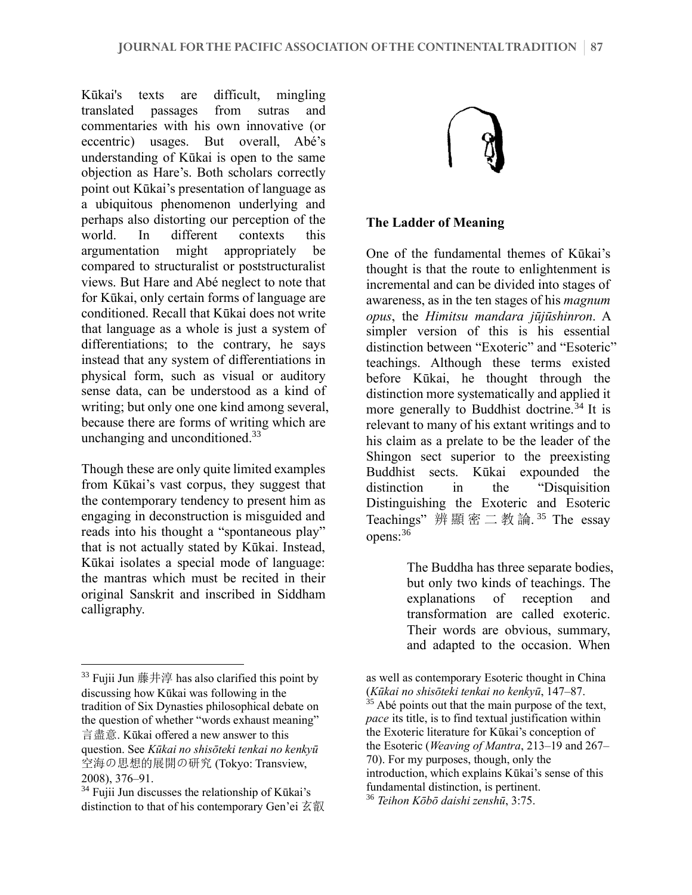Kūkai's texts are difficult, mingling translated passages from sutras and commentaries with his own innovative (or eccentric) usages. But overall, Abé's understanding of Kūkai is open to the same objection as Hare's. Both scholars correctly point out Kūkai's presentation of language as a ubiquitous phenomenon underlying and perhaps also distorting our perception of the world. In different contexts this argumentation might appropriately be compared to structuralist or poststructuralist views. But Hare and Abé neglect to note that for Kūkai, only certain forms of language are conditioned. Recall that Kūkai does not write that language as a whole is just a system of differentiations; to the contrary, he says instead that any system of differentiations in physical form, such as visual or auditory sense data, can be understood as a kind of writing; but only one one kind among several, because there are forms of writing which are unchanging and unconditioned.[33]

Though these are only quite limited examples from Kūkai's vast corpus, they suggest that the contemporary tendency to present him as engaging in deconstruction is misguided and reads into his thought a "spontaneous play" that is not actually stated by Kūkai. Instead, Kūkai isolates a special mode of language: the mantras which must be recited in their original Sanskrit and inscribed in Siddham calligraphy.

## The Ladder of Meaning

One of the fundamental themes of Kūkai's thought is that the route to enlightenment is incremental and can be divided into stages of awareness, as in the ten stages of his *magnum opus*, the *Himitsu mandara jūjūshinron*. A simpler version of this is his essential distinction between "Exoteric" and "Esoteric" teachings. Although these terms existed before Kūkai, he thought through the distinction more systematically and applied it more generally to Buddhist doctrine.[34] It is relevant to many of his extant writings and to his claim as a prelate to be the leader of the Shingon sect superior to the preexisting Buddhist sects. Kūkai expounded the distinction in the "Disquisition Distinguishing the Exoteric and Esoteric Teachings" 辨顯密二教論.[35] The essay opens:[36]

> The Buddha has three separate bodies, but only two kinds of teachings. The explanations of reception and transformation are called exoteric. Their words are obvious, summary, and adapted to the occasion. When

---

[33] Fujii Jun 藤井淳 has also clarified this point by discussing how Kūkai was following in the tradition of Six Dynasties philosophical debate on the question of whether "words exhaust meaning" 言盡意. Kūkai offered a new answer to this question. See *Kūkai no shisōteki tenkai no kenkyū* 空海の思想的展開の研究 (Tokyo: Transview, 2008), 376–91.

[34] Fujii Jun discusses the relationship of Kūkai's distinction to that of his contemporary Gen'ei 玄叡 as well as contemporary Esoteric thought in China (*Kūkai no shisōteki tenkai no kenkyū*, 147–87.

[35] Abé points out that the main purpose of the text, *pace* its title, is to find textual justification within the Exoteric literature for Kūkai's conception of the Esoteric (*Weaving of Mantra*, 213–19 and 267–70). For my purposes, though, only the introduction, which explains Kūkai's sense of this fundamental distinction, is pertinent.

[36] *Teihon Kōbō daishi zenshū*, 3:75.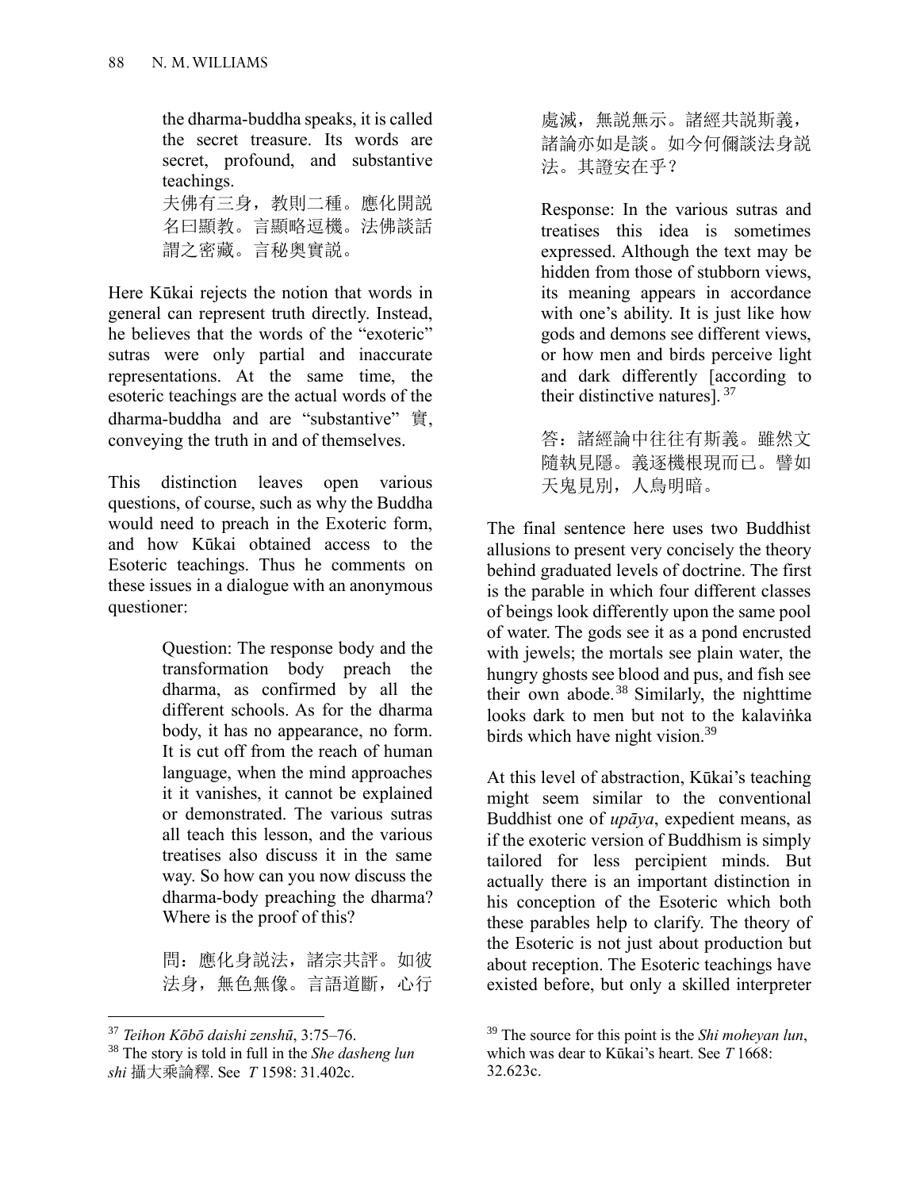the dharma-buddha speaks, it is called the secret treasure. Its words are secret, profound, and substantive teachings.

> 夫佛有三身，教則二種。應化開説名曰顯教。言顯略逗機。法佛談話謂之密藏。言秘奧實説。

Here Kūkai rejects the notion that words in general can represent truth directly. Instead, he believes that the words of the "exoteric" sutras were only partial and inaccurate representations. At the same time, the esoteric teachings are the actual words of the dharma-buddha and are "substantive" 實, conveying the truth in and of themselves.

This distinction leaves open various questions, of course, such as why the Buddha would need to preach in the Exoteric form, and how Kūkai obtained access to the Esoteric teachings. Thus he comments on these issues in a dialogue with an anonymous questioner:

> Question: The response body and the transformation body preach the dharma, as confirmed by all the different schools. As for the dharma body, it has no appearance, no form. It is cut off from the reach of human language, when the mind approaches it it vanishes, it cannot be explained or demonstrated. The various sutras all teach this lesson, and the various treatises also discuss it in the same way. So how can you now discuss the dharma-body preaching the dharma? Where is the proof of this?
>
> 問：應化身説法，諸宗共評。如彼法身，無色無像。言語道斷，心行處滅，無説無示。諸經共説斯義，諸論亦如是談。如今何爾談法身説法。其證安在乎？
>
> Response: In the various sutras and treatises this idea is sometimes expressed. Although the text may be hidden from those of stubborn views, its meaning appears in accordance with one's ability. It is just like how gods and demons see different views, or how men and birds perceive light and dark differently [according to their distinctive natures]. [37]
>
> 答：諸經論中往往有斯義。雖然文隨執見隱。義逐機根現而已。譬如天鬼見別，人鳥明暗。

The final sentence here uses two Buddhist allusions to present very concisely the theory behind graduated levels of doctrine. The first is the parable in which four different classes of beings look differently upon the same pool of water. The gods see it as a pond encrusted with jewels; the mortals see plain water, the hungry ghosts see blood and pus, and fish see their own abode.[38] Similarly, the nighttime looks dark to men but not to the kalaviṅka birds which have night vision.[39]

At this level of abstraction, Kūkai's teaching might seem similar to the conventional Buddhist one of *upāya*, expedient means, as if the exoteric version of Buddhism is simply tailored for less percipient minds. But actually there is an important distinction in his conception of the Esoteric which both these parables help to clarify. The theory of the Esoteric is not just about production but about reception. The Esoteric teachings have existed before, but only a skilled interpreter

---

[37] *Teihon Kōbō daishi zenshū*, 3:75–76.

[38] The story is told in full in the *She dasheng lun shi* 攝大乘論釋. See *T* 1598: 31.402c.

[39] The source for this point is the *Shi moheyan lun*, which was dear to Kūkai's heart. See *T* 1668: 32.623c.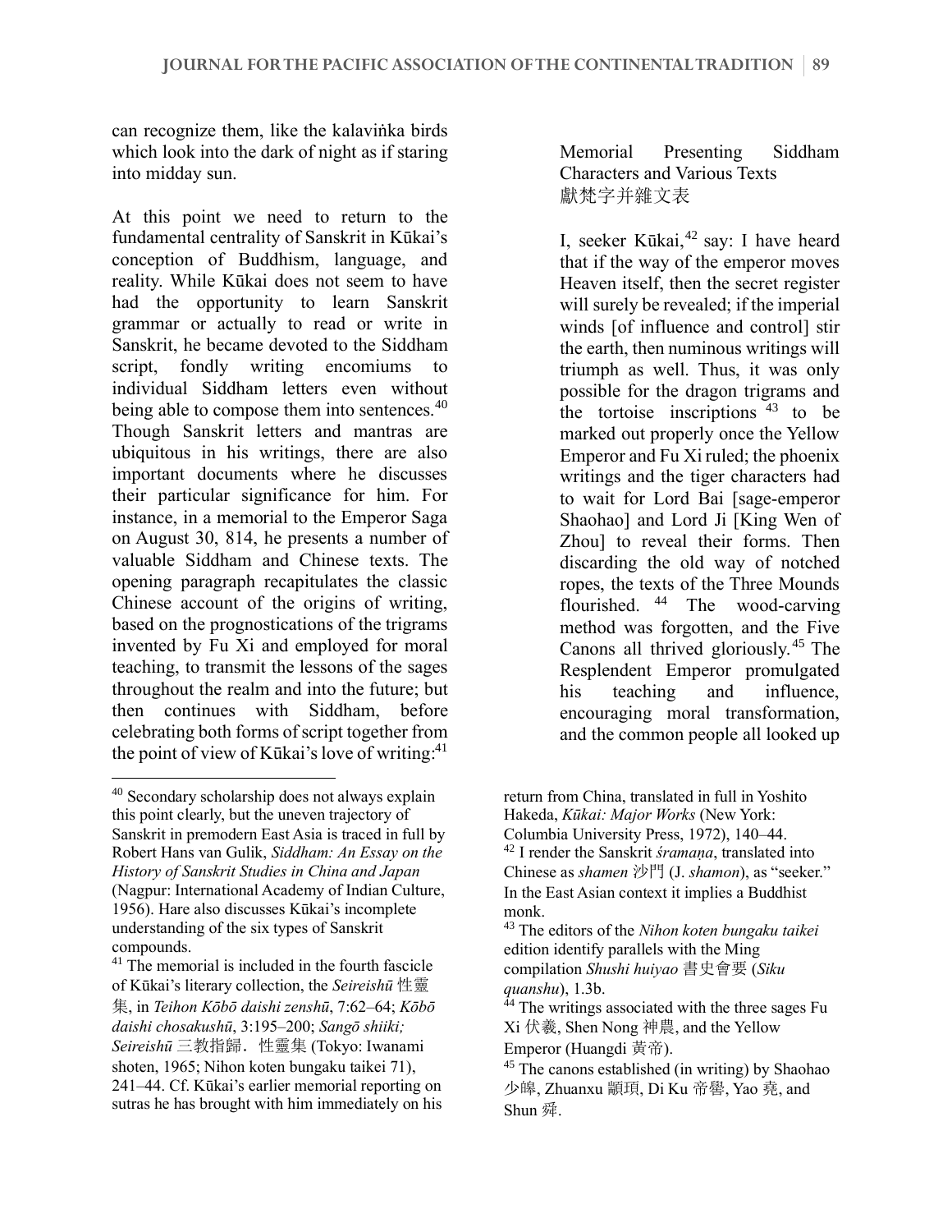can recognize them, like the kalaviṅka birds which look into the dark of night as if staring into midday sun.

At this point we need to return to the fundamental centrality of Sanskrit in Kūkai's conception of Buddhism, language, and reality. While Kūkai does not seem to have had the opportunity to learn Sanskrit grammar or actually to read or write in Sanskrit, he became devoted to the Siddham script, fondly writing encomiums to individual Siddham letters even without being able to compose them into sentences.[40] Though Sanskrit letters and mantras are ubiquitous in his writings, there are also important documents where he discusses their particular significance for him. For instance, in a memorial to the Emperor Saga on August 30, 814, he presents a number of valuable Siddham and Chinese texts. The opening paragraph recapitulates the classic Chinese account of the origins of writing, based on the prognostications of the trigrams invented by Fu Xi and employed for moral teaching, to transmit the lessons of the sages throughout the realm and into the future; but then continues with Siddham, before celebrating both forms of script together from the point of view of Kūkai's love of writing:[41]

> Memorial Presenting Siddham Characters and Various Texts
> 獻梵字并雜文表
>
> I, seeker Kūkai,[42] say: I have heard that if the way of the emperor moves Heaven itself, then the secret register will surely be revealed; if the imperial winds [of influence and control] stir the earth, then numinous writings will triumph as well. Thus, it was only possible for the dragon trigrams and the tortoise inscriptions [43] to be marked out properly once the Yellow Emperor and Fu Xi ruled; the phoenix writings and the tiger characters had to wait for Lord Bai [sage-emperor Shaohao] and Lord Ji [King Wen of Zhou] to reveal their forms. Then discarding the old way of notched ropes, the texts of the Three Mounds flourished. [44] The wood-carving method was forgotten, and the Five Canons all thrived gloriously.[45] The Resplendent Emperor promulgated his teaching and influence, encouraging moral transformation, and the common people all looked up

---

[40] Secondary scholarship does not always explain this point clearly, but the uneven trajectory of Sanskrit in premodern East Asia is traced in full by Robert Hans van Gulik, *Siddham: An Essay on the History of Sanskrit Studies in China and Japan* (Nagpur: International Academy of Indian Culture, 1956). Hare also discusses Kūkai's incomplete understanding of the six types of Sanskrit compounds.

[41] The memorial is included in the fourth fascicle of Kūkai's literary collection, the *Seireishū* 性靈集, in *Teihon Kōbō daishi zenshū*, 7:62–64; *Kōbō daishi chosakushū*, 3:195–200; *Sangō shiiki; Seireishū* 三教指歸．性靈集 (Tokyo: Iwanami shoten, 1965; Nihon koten bungaku taikei 71), 241–44. Cf. Kūkai's earlier memorial reporting on sutras he has brought with him immediately on his return from China, translated in full in Yoshito Hakeda, *Kūkai: Major Works* (New York: Columbia University Press, 1972), 140–44.

[42] I render the Sanskrit *śramaṇa*, translated into Chinese as *shamen* 沙門 (J. *shamon*), as "seeker." In the East Asian context it implies a Buddhist monk.

[43] The editors of the *Nihon koten bungaku taikei* edition identify parallels with the Ming compilation *Shushi huiyao* 書史會要 (*Siku quanshu*), 1.3b.

[44] The writings associated with the three sages Fu Xi 伏羲, Shen Nong 神農, and the Yellow Emperor (Huangdi 黃帝).

[45] The canons established (in writing) by Shaohao 少皞, Zhuanxu 顓頊, Di Ku 帝嚳, Yao 堯, and Shun 舜.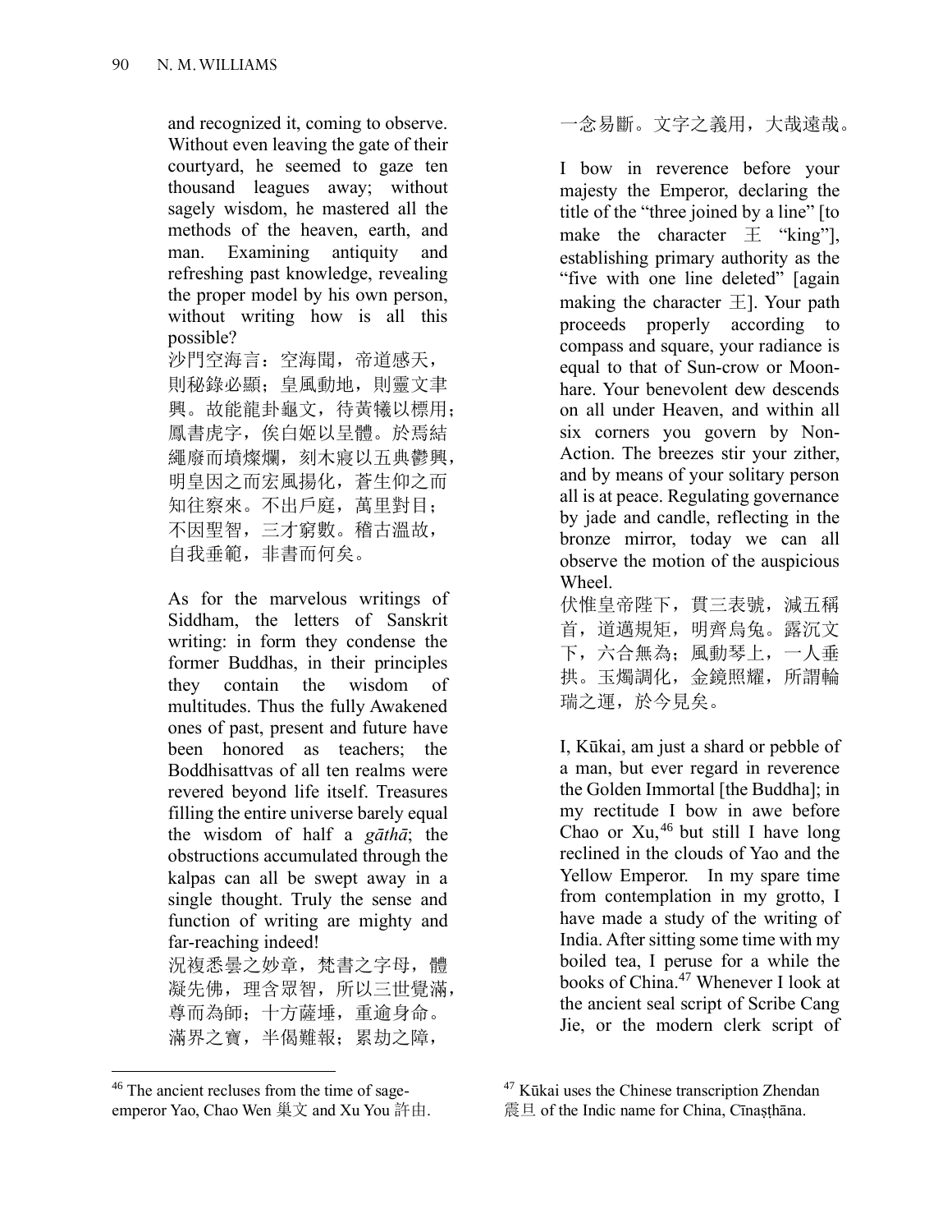and recognized it, coming to observe. Without even leaving the gate of their courtyard, he seemed to gaze ten thousand leagues away; without sagely wisdom, he mastered all the methods of the heaven, earth, and man. Examining antiquity and refreshing past knowledge, revealing the proper model by his own person, without writing how is all this possible?

沙門空海言：空海聞，帝道感天，則秘錄必顯；皇風動地，則靈文聿興。故能龍卦龜文，待黃犧以標用；鳳書虎字，俟白姬以呈體。於焉結繩廢而墳燦爛，刻木寢以五典鬱興，明皇因之而宏風揚化，蒼生仰之而知往察來。不出戶庭，萬里對目；不因聖智，三才窮數。稽古溫故，自我垂範，非書而何矣。

As for the marvelous writings of Siddham, the letters of Sanskrit writing: in form they condense the former Buddhas, in their principles they contain the wisdom of multitudes. Thus the fully Awakened ones of past, present and future have been honored as teachers; the Boddhisattvas of all ten realms were revered beyond life itself. Treasures filling the entire universe barely equal the wisdom of half a *gāthā*; the obstructions accumulated through the kalpas can all be swept away in a single thought. Truly the sense and function of writing are mighty and far-reaching indeed!

況複悉曇之妙章，梵書之字母，體凝先佛，理含眾智，所以三世覺滿，尊而為師；十方薩埵，重逾身命。滿界之寶，半偈難報；累劫之障，一念易斷。文字之義用，大哉遠哉。

I bow in reverence before your majesty the Emperor, declaring the title of the "three joined by a line" [to make the character 王 "king"], establishing primary authority as the "five with one line deleted" [again making the character 王]. Your path proceeds properly according to compass and square, your radiance is equal to that of Sun-crow or Moon-hare. Your benevolent dew descends on all under Heaven, and within all six corners you govern by Non-Action. The breezes stir your zither, and by means of your solitary person all is at peace. Regulating governance by jade and candle, reflecting in the bronze mirror, today we can all observe the motion of the auspicious Wheel.

伏惟皇帝陛下，貫三表號，滅五稱首，道邁規矩，明齊烏兔。露沉文下，六合無為；風動琴上，一人垂拱。玉燭調化，金鏡照耀，所謂輪瑞之運，於今見矣。

I, Kūkai, am just a shard or pebble of a man, but ever regard in reverence the Golden Immortal [the Buddha]; in my rectitude I bow in awe before Chao or Xu,[46] but still I have long reclined in the clouds of Yao and the Yellow Emperor. In my spare time from contemplation in my grotto, I have made a study of the writing of India. After sitting some time with my boiled tea, I peruse for a while the books of China.[47] Whenever I look at the ancient seal script of Scribe Cang Jie, or the modern clerk script of

[46] The ancient recluses from the time of sage-emperor Yao, Chao Wen 巢文 and Xu You 許由.

[47] Kūkai uses the Chinese transcription Zhendan 震旦 of the Indic name for China, Cīnaṣṭhāna.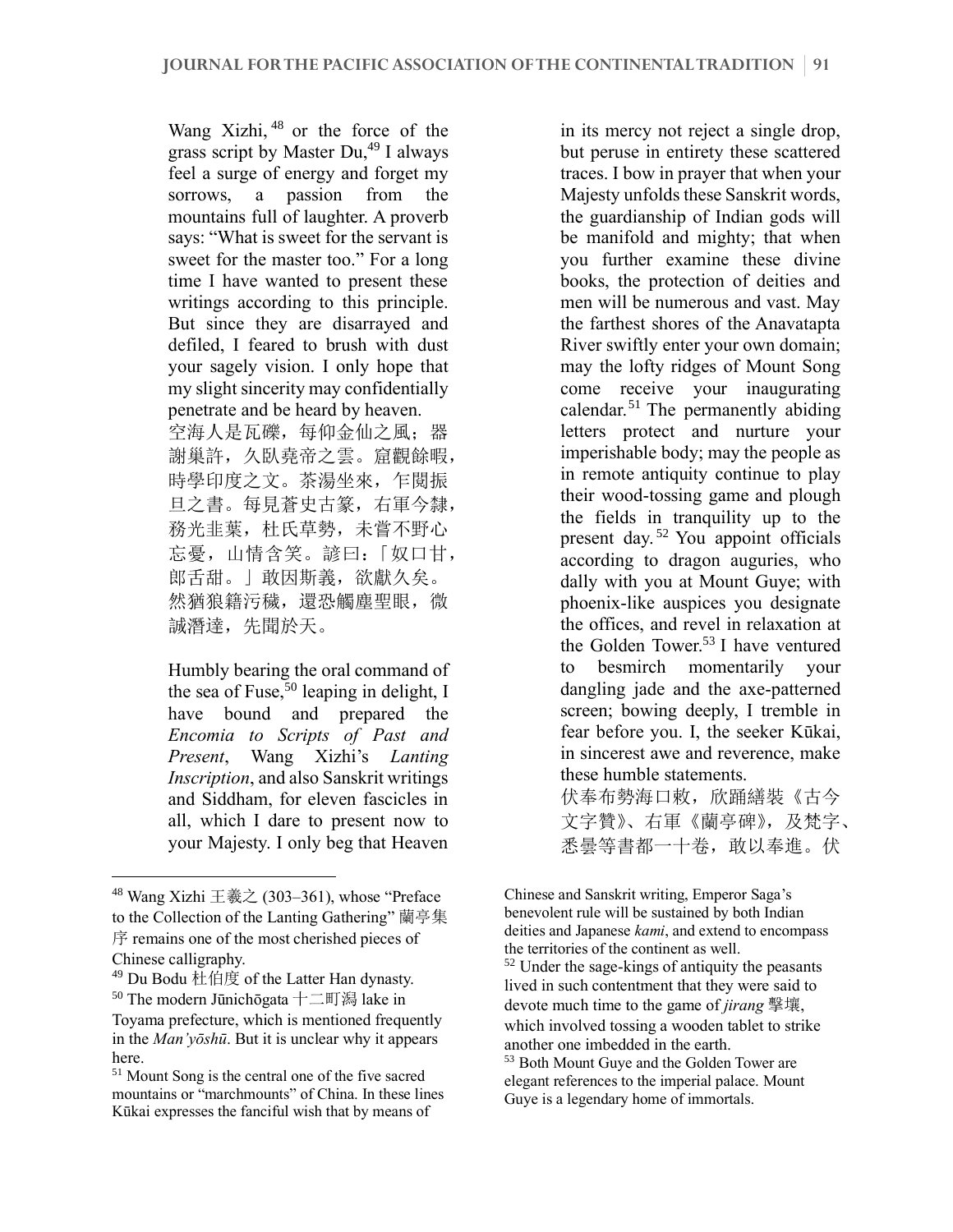Wang Xizhi,[48] or the force of the grass script by Master Du,[49] I always feel a surge of energy and forget my sorrows, a passion from the mountains full of laughter. A proverb says: "What is sweet for the servant is sweet for the master too." For a long time I have wanted to present these writings according to this principle. But since they are disarrayed and defiled, I feared to brush with dust your sagely vision. I only hope that my slight sincerity may confidentially penetrate and be heard by heaven.

空海人是瓦礫，每仰金仙之風；器謝巢許，久臥堯帝之雲。窟觀餘暇，時學印度之文。茶湯坐來，乍閱振旦之書。每見蒼史古篆，右軍今隸，務光韭葉，杜氏草勢，未嘗不野心忘憂，山情含笑。諺曰：「奴口甘，郎舌甜。」敢因斯義，欲獻久矣。然猶狼籍污穢，還恐觸塵聖眼，微誠潛達，先聞於天。

Humbly bearing the oral command of the sea of Fuse,[50] leaping in delight, I have bound and prepared the *Encomia to Scripts of Past and Present*, Wang Xizhi's *Lanting Inscription*, and also Sanskrit writings and Siddham, for eleven fascicles in all, which I dare to present now to your Majesty. I only beg that Heaven in its mercy not reject a single drop, but peruse in entirety these scattered traces. I bow in prayer that when your Majesty unfolds these Sanskrit words, the guardianship of Indian gods will be manifold and mighty; that when you further examine these divine books, the protection of deities and men will be numerous and vast. May the farthest shores of the Anavatapta River swiftly enter your own domain; may the lofty ridges of Mount Song come receive your inaugurating calendar.[51] The permanently abiding letters protect and nurture your imperishable body; may the people as in remote antiquity continue to play their wood-tossing game and plough the fields in tranquility up to the present day.[52] You appoint officials according to dragon auguries, who dally with you at Mount Guye; with phoenix-like auspices you designate the offices, and revel in relaxation at the Golden Tower.[53] I have ventured to besmirch momentarily your dangling jade and the axe-patterned screen; bowing deeply, I tremble in fear before you. I, the seeker Kūkai, in sincerest awe and reverence, make these humble statements.

伏奉布勢海口敕，欣踊繕裝《古今文字贊》、右軍《蘭亭碑》，及梵字、悉曇等書都一十卷，敢以奉進。伏

---

[48] Wang Xizhi 王羲之 (303–361), whose "Preface to the Collection of the Lanting Gathering" 蘭亭集序 remains one of the most cherished pieces of Chinese calligraphy.

[49] Du Bodu 杜伯度 of the Latter Han dynasty.

[50] The modern Jūnichōgata 十二町潟 lake in Toyama prefecture, which is mentioned frequently in the *Man'yōshū*. But it is unclear why it appears here.

[51] Mount Song is the central one of the five sacred mountains or "marchmounts" of China. In these lines Kūkai expresses the fanciful wish that by means of Chinese and Sanskrit writing, Emperor Saga's benevolent rule will be sustained by both Indian deities and Japanese *kami*, and extend to encompass the territories of the continent as well.

[52] Under the sage-kings of antiquity the peasants lived in such contentment that they were said to devote much time to the game of *jirang* 擊壤, which involved tossing a wooden tablet to strike another one imbedded in the earth.

[53] Both Mount Guye and the Golden Tower are elegant references to the imperial palace. Mount Guye is a legendary home of immortals.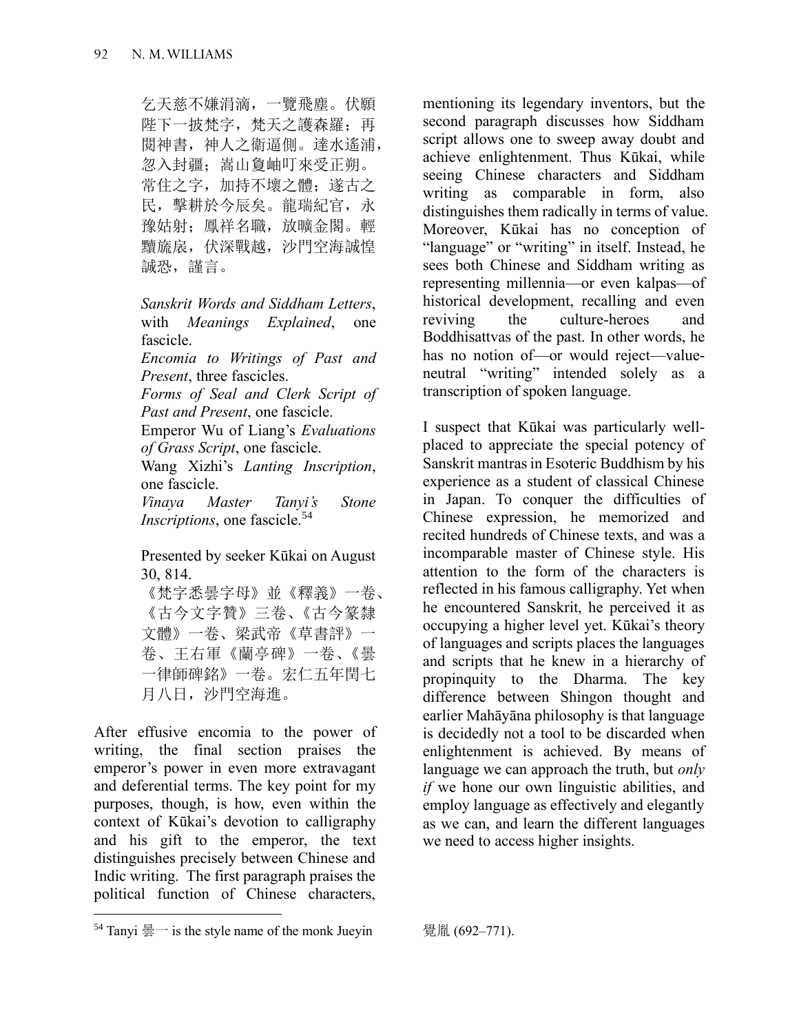乞天慈不嫌涓滴，一覽飛塵。伏願陛下一披梵字，梵天之護森羅；再閱神書，神人之衛逼側。達水遙浦，忽入封疆；嵩山夐岫叮來受正朔。常住之字，加持不壞之體；遂古之民，擊耕於今辰矣。龍瑞紀官，永豫姑射；鳳祥名職，放曠金閣。輕黷旒扆，伏深戰越，沙門空海誠惶誠恐，謹言。

*Sanskrit Words and Siddham Letters*, with *Meanings Explained*, one fascicle.
*Encomia to Writings of Past and Present*, three fascicles.
*Forms of Seal and Clerk Script of Past and Present*, one fascicle.
Emperor Wu of Liang's *Evaluations of Grass Script*, one fascicle.
Wang Xizhi's *Lanting Inscription*, one fascicle.
*Vinaya Master Tanyi's Stone Inscriptions*, one fascicle.[54]

Presented by seeker Kūkai on August 30, 814.
《梵字悉曇字母》並《釋義》一卷、《古今文字贊》三卷、《古今篆隸文體》一卷、梁武帝《草書評》一卷、王右軍《蘭亭碑》一卷、《曇一律師碑銘》一卷。宏仁五年閏七月八日，沙門空海進。

After effusive encomia to the power of writing, the final section praises the emperor's power in even more extravagant and deferential terms. The key point for my purposes, though, is how, even within the context of Kūkai's devotion to calligraphy and his gift to the emperor, the text distinguishes precisely between Chinese and Indic writing. The first paragraph praises the political function of Chinese characters, mentioning its legendary inventors, but the second paragraph discusses how Siddham script allows one to sweep away doubt and achieve enlightenment. Thus Kūkai, while seeing Chinese characters and Siddham writing as comparable in form, also distinguishes them radically in terms of value. Moreover, Kūkai has no conception of "language" or "writing" in itself. Instead, he sees both Chinese and Siddham writing as representing millennia—or even kalpas—of historical development, recalling and even reviving the culture-heroes and Boddhisattvas of the past. In other words, he has no notion of—or would reject—value-neutral "writing" intended solely as a transcription of spoken language.

I suspect that Kūkai was particularly well-placed to appreciate the special potency of Sanskrit mantras in Esoteric Buddhism by his experience as a student of classical Chinese in Japan. To conquer the difficulties of Chinese expression, he memorized and recited hundreds of Chinese texts, and was a incomparable master of Chinese style. His attention to the form of the characters is reflected in his famous calligraphy. Yet when he encountered Sanskrit, he perceived it as occupying a higher level yet. Kūkai's theory of languages and scripts places the languages and scripts that he knew in a hierarchy of propinquity to the Dharma. The key difference between Shingon thought and earlier Mahāyāna philosophy is that language is decidedly not a tool to be discarded when enlightenment is achieved. By means of language we can approach the truth, but *only if* we hone our own linguistic abilities, and employ language as effectively and elegantly as we can, and learn the different languages we need to access higher insights.

---

[54] Tanyi 曇一 is the style name of the monk Jueyin 覺胤 (692–771).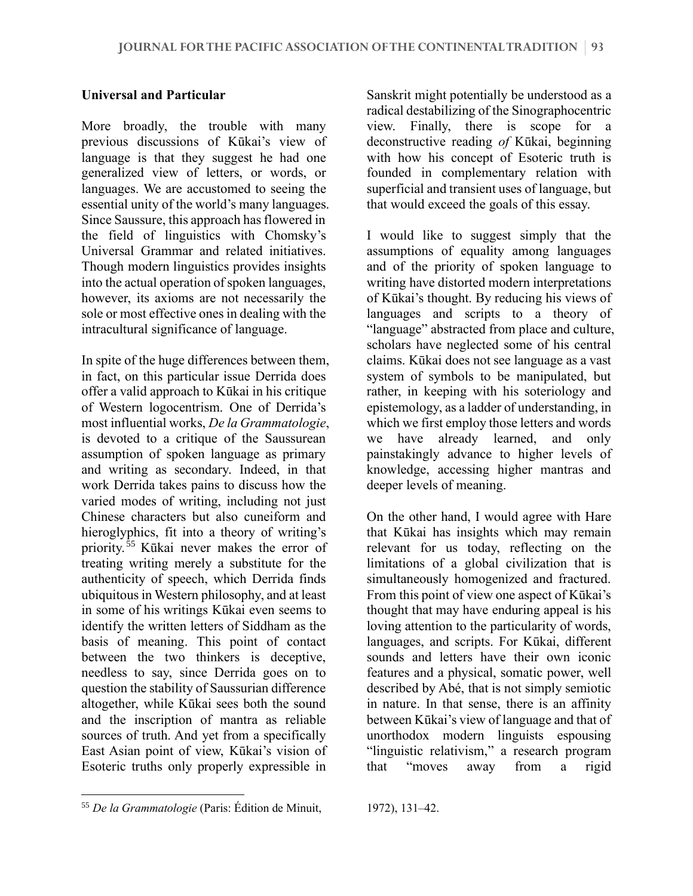## Universal and Particular

More broadly, the trouble with many previous discussions of Kūkai's view of language is that they suggest he had one generalized view of letters, or words, or languages. We are accustomed to seeing the essential unity of the world's many languages. Since Saussure, this approach has flowered in the field of linguistics with Chomsky's Universal Grammar and related initiatives. Though modern linguistics provides insights into the actual operation of spoken languages, however, its axioms are not necessarily the sole or most effective ones in dealing with the intracultural significance of language.

In spite of the huge differences between them, in fact, on this particular issue Derrida does offer a valid approach to Kūkai in his critique of Western logocentrism. One of Derrida's most influential works, *De la Grammatologie*, is devoted to a critique of the Saussurean assumption of spoken language as primary and writing as secondary. Indeed, in that work Derrida takes pains to discuss how the varied modes of writing, including not just Chinese characters but also cuneiform and hieroglyphics, fit into a theory of writing's priority.[55] Kūkai never makes the error of treating writing merely a substitute for the authenticity of speech, which Derrida finds ubiquitous in Western philosophy, and at least in some of his writings Kūkai even seems to identify the written letters of Siddham as the basis of meaning. This point of contact between the two thinkers is deceptive, needless to say, since Derrida goes on to question the stability of Saussurian difference altogether, while Kūkai sees both the sound and the inscription of mantra as reliable sources of truth. And yet from a specifically East Asian point of view, Kūkai's vision of Esoteric truths only properly expressible in Sanskrit might potentially be understood as a radical destabilizing of the Sinographocentric view. Finally, there is scope for a deconstructive reading *of* Kūkai, beginning with how his concept of Esoteric truth is founded in complementary relation with superficial and transient uses of language, but that would exceed the goals of this essay.

I would like to suggest simply that the assumptions of equality among languages and of the priority of spoken language to writing have distorted modern interpretations of Kūkai's thought. By reducing his views of languages and scripts to a theory of "language" abstracted from place and culture, scholars have neglected some of his central claims. Kūkai does not see language as a vast system of symbols to be manipulated, but rather, in keeping with his soteriology and epistemology, as a ladder of understanding, in which we first employ those letters and words we have already learned, and only painstakingly advance to higher levels of knowledge, accessing higher mantras and deeper levels of meaning.

On the other hand, I would agree with Hare that Kūkai has insights which may remain relevant for us today, reflecting on the limitations of a global civilization that is simultaneously homogenized and fractured. From this point of view one aspect of Kūkai's thought that may have enduring appeal is his loving attention to the particularity of words, languages, and scripts. For Kūkai, different sounds and letters have their own iconic features and a physical, somatic power, well described by Abé, that is not simply semiotic in nature. In that sense, there is an affinity between Kūkai's view of language and that of unorthodox modern linguists espousing "linguistic relativism," a research program that "moves away from a rigid

[55] *De la Grammatologie* (Paris: Édition de Minuit, 1972), 131–42.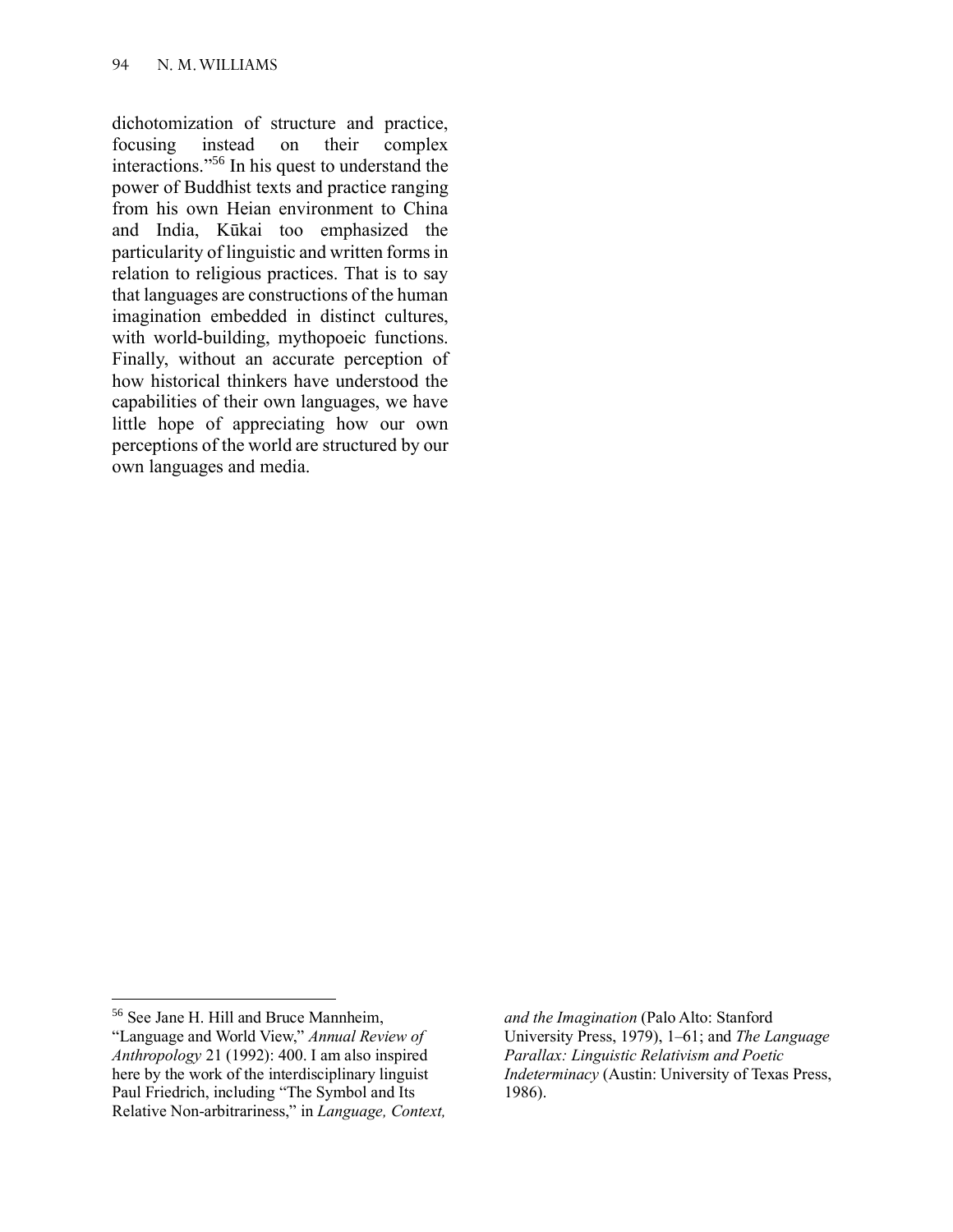dichotomization of structure and practice, focusing instead on their complex interactions."[56] In his quest to understand the power of Buddhist texts and practice ranging from his own Heian environment to China and India, Kūkai too emphasized the particularity of linguistic and written forms in relation to religious practices. That is to say that languages are constructions of the human imagination embedded in distinct cultures, with world-building, mythopoeic functions. Finally, without an accurate perception of how historical thinkers have understood the capabilities of their own languages, we have little hope of appreciating how our own perceptions of the world are structured by our own languages and media.

---

[56] See Jane H. Hill and Bruce Mannheim, "Language and World View," *Annual Review of Anthropology* 21 (1992): 400. I am also inspired here by the work of the interdisciplinary linguist Paul Friedrich, including "The Symbol and Its Relative Non-arbitrariness," in *Language, Context, and the Imagination* (Palo Alto: Stanford University Press, 1979), 1–61; and *The Language Parallax: Linguistic Relativism and Poetic Indeterminacy* (Austin: University of Texas Press, 1986).